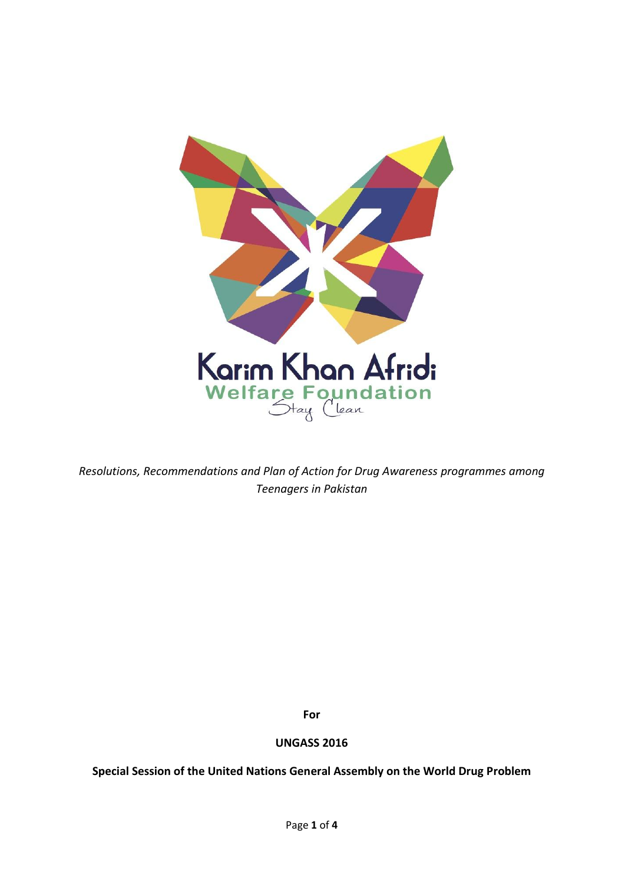Karim Khan Afridi

Welfare Foundation

Stay Clean

*Resolutions, Recommendations and Plan of Action for Drug Awareness programmes among Teenagers in Pakistan*

**For**

**UNGASS 2016**

**Special Session of the United Nations General Assembly on the World Drug Problem**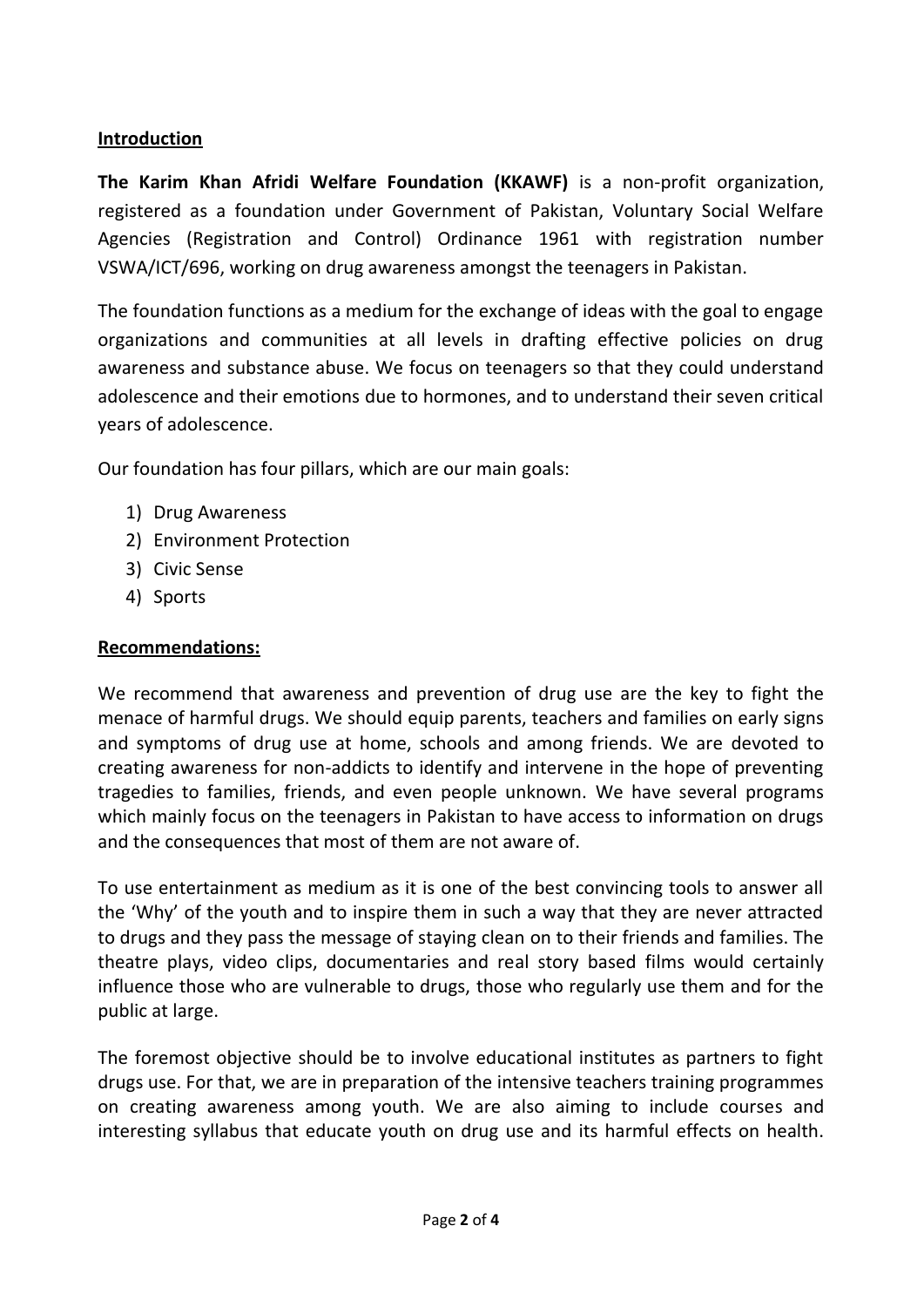## Introduction

**The Karim Khan Afridi Welfare Foundation (KKAWF)** is a non-profit organization, registered as a foundation under Government of Pakistan, Voluntary Social Welfare Agencies (Registration and Control) Ordinance 1961 with registration number VSWA/ICT/696, working on drug awareness amongst the teenagers in Pakistan.

The foundation functions as a medium for the exchange of ideas with the goal to engage organizations and communities at all levels in drafting effective policies on drug awareness and substance abuse. We focus on teenagers so that they could understand adolescence and their emotions due to hormones, and to understand their seven critical years of adolescence.

Our foundation has four pillars, which are our main goals:

1) Drug Awareness
2) Environment Protection
3) Civic Sense
4) Sports

## Recommendations:

We recommend that awareness and prevention of drug use are the key to fight the menace of harmful drugs. We should equip parents, teachers and families on early signs and symptoms of drug use at home, schools and among friends. We are devoted to creating awareness for non-addicts to identify and intervene in the hope of preventing tragedies to families, friends, and even people unknown. We have several programs which mainly focus on the teenagers in Pakistan to have access to information on drugs and the consequences that most of them are not aware of.

To use entertainment as medium as it is one of the best convincing tools to answer all the 'Why' of the youth and to inspire them in such a way that they are never attracted to drugs and they pass the message of staying clean on to their friends and families. The theatre plays, video clips, documentaries and real story based films would certainly influence those who are vulnerable to drugs, those who regularly use them and for the public at large.

The foremost objective should be to involve educational institutes as partners to fight drugs use. For that, we are in preparation of the intensive teachers training programmes on creating awareness among youth. We are also aiming to include courses and interesting syllabus that educate youth on drug use and its harmful effects on health.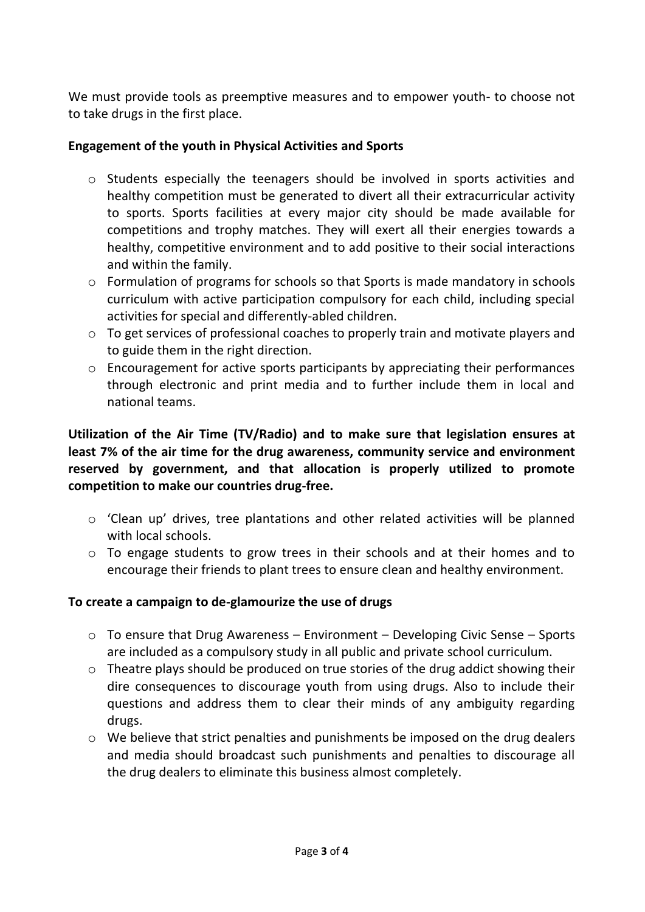We must provide tools as preemptive measures and to empower youth- to choose not to take drugs in the first place.

**Engagement of the youth in Physical Activities and Sports**

- Students especially the teenagers should be involved in sports activities and healthy competition must be generated to divert all their extracurricular activity to sports. Sports facilities at every major city should be made available for competitions and trophy matches. They will exert all their energies towards a healthy, competitive environment and to add positive to their social interactions and within the family.
- Formulation of programs for schools so that Sports is made mandatory in schools curriculum with active participation compulsory for each child, including special activities for special and differently-abled children.
- To get services of professional coaches to properly train and motivate players and to guide them in the right direction.
- Encouragement for active sports participants by appreciating their performances through electronic and print media and to further include them in local and national teams.

**Utilization of the Air Time (TV/Radio) and to make sure that legislation ensures at least 7% of the air time for the drug awareness, community service and environment reserved by government, and that allocation is properly utilized to promote competition to make our countries drug-free.**

- 'Clean up' drives, tree plantations and other related activities will be planned with local schools.
- To engage students to grow trees in their schools and at their homes and to encourage their friends to plant trees to ensure clean and healthy environment.

**To create a campaign to de-glamourize the use of drugs**

- To ensure that Drug Awareness – Environment – Developing Civic Sense – Sports are included as a compulsory study in all public and private school curriculum.
- Theatre plays should be produced on true stories of the drug addict showing their dire consequences to discourage youth from using drugs. Also to include their questions and address them to clear their minds of any ambiguity regarding drugs.
- We believe that strict penalties and punishments be imposed on the drug dealers and media should broadcast such punishments and penalties to discourage all the drug dealers to eliminate this business almost completely.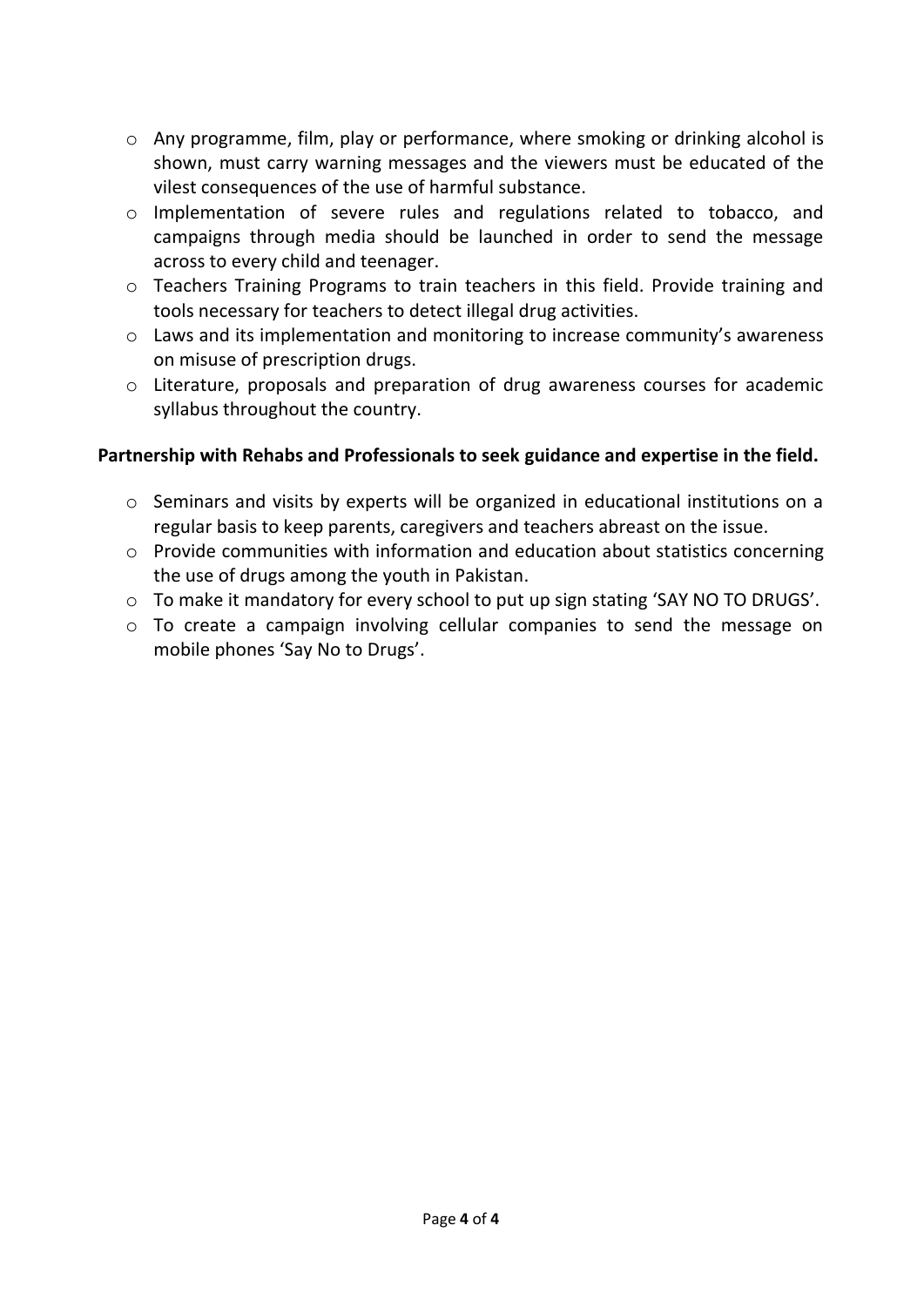- Any programme, film, play or performance, where smoking or drinking alcohol is shown, must carry warning messages and the viewers must be educated of the vilest consequences of the use of harmful substance.
- Implementation of severe rules and regulations related to tobacco, and campaigns through media should be launched in order to send the message across to every child and teenager.
- Teachers Training Programs to train teachers in this field. Provide training and tools necessary for teachers to detect illegal drug activities.
- Laws and its implementation and monitoring to increase community's awareness on misuse of prescription drugs.
- Literature, proposals and preparation of drug awareness courses for academic syllabus throughout the country.

**Partnership with Rehabs and Professionals to seek guidance and expertise in the field.**

- Seminars and visits by experts will be organized in educational institutions on a regular basis to keep parents, caregivers and teachers abreast on the issue.
- Provide communities with information and education about statistics concerning the use of drugs among the youth in Pakistan.
- To make it mandatory for every school to put up sign stating 'SAY NO TO DRUGS'.
- To create a campaign involving cellular companies to send the message on mobile phones 'Say No to Drugs'.